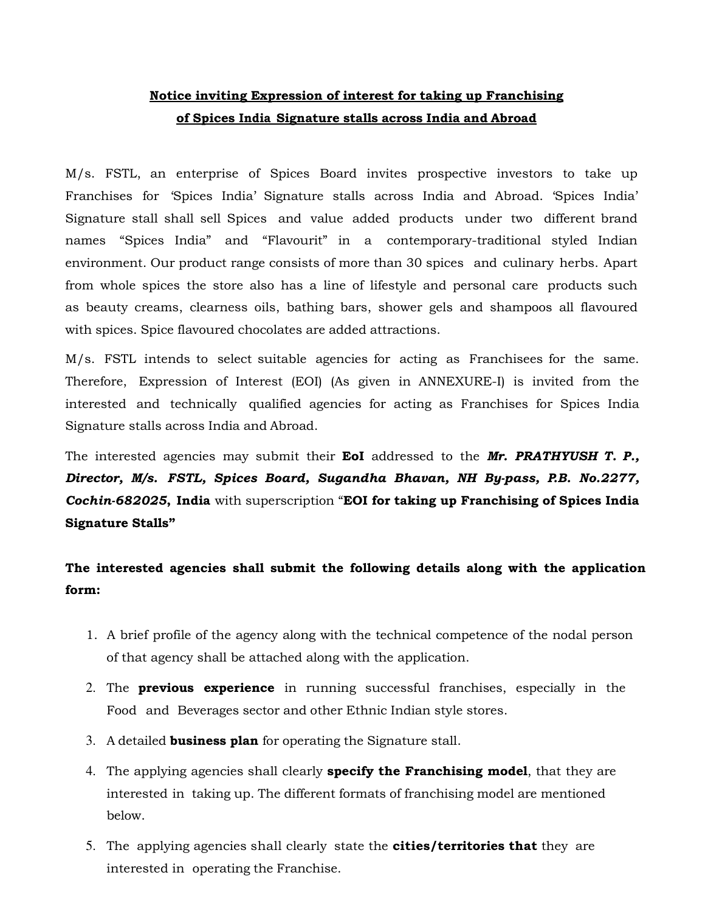## Notice inviting Expression of interest for taking up Franchising of Spices India Signature stalls across India and Abroad

M/s. FSTL, an enterprise of Spices Board invites prospective investors to take up Franchises for 'Spices India' Signature stalls across India and Abroad. 'Spices India' Signature stall shall sell Spices and value added products under two different brand names "Spices India" and "Flavourit" in a contemporary-traditional styled Indian environment. Our product range consists of more than 30 spices and culinary herbs. Apart from whole spices the store also has a line of lifestyle and personal care products such as beauty creams, clearness oils, bathing bars, shower gels and shampoos all flavoured with spices. Spice flavoured chocolates are added attractions.

M/s. FSTL intends to select suitable agencies for acting as Franchisees for the same. Therefore, Expression of Interest (EOI) (As given in ANNEXURE-I) is invited from the interested and technically qualified agencies for acting as Franchises for Spices India Signature stalls across India and Abroad.

The interested agencies may submit their **EoI** addressed to the ***Mr. PRATHYUSH T. P., Director, M/s. FSTL, Spices Board, Sugandha Bhavan, NH By-pass, P.B. No.2277, Cochin-682025*****, India** with superscription "**EOI for taking up Franchising of Spices India Signature Stalls"**

**The interested agencies shall submit the following details along with the application form:**

1. A brief profile of the agency along with the technical competence of the nodal person of that agency shall be attached along with the application.
2. The **previous experience** in running successful franchises, especially in the Food and Beverages sector and other Ethnic Indian style stores.
3. A detailed **business plan** for operating the Signature stall.
4. The applying agencies shall clearly **specify the Franchising model**, that they are interested in taking up. The different formats of franchising model are mentioned below.
5. The applying agencies shall clearly state the **cities/territories that** they are interested in operating the Franchise.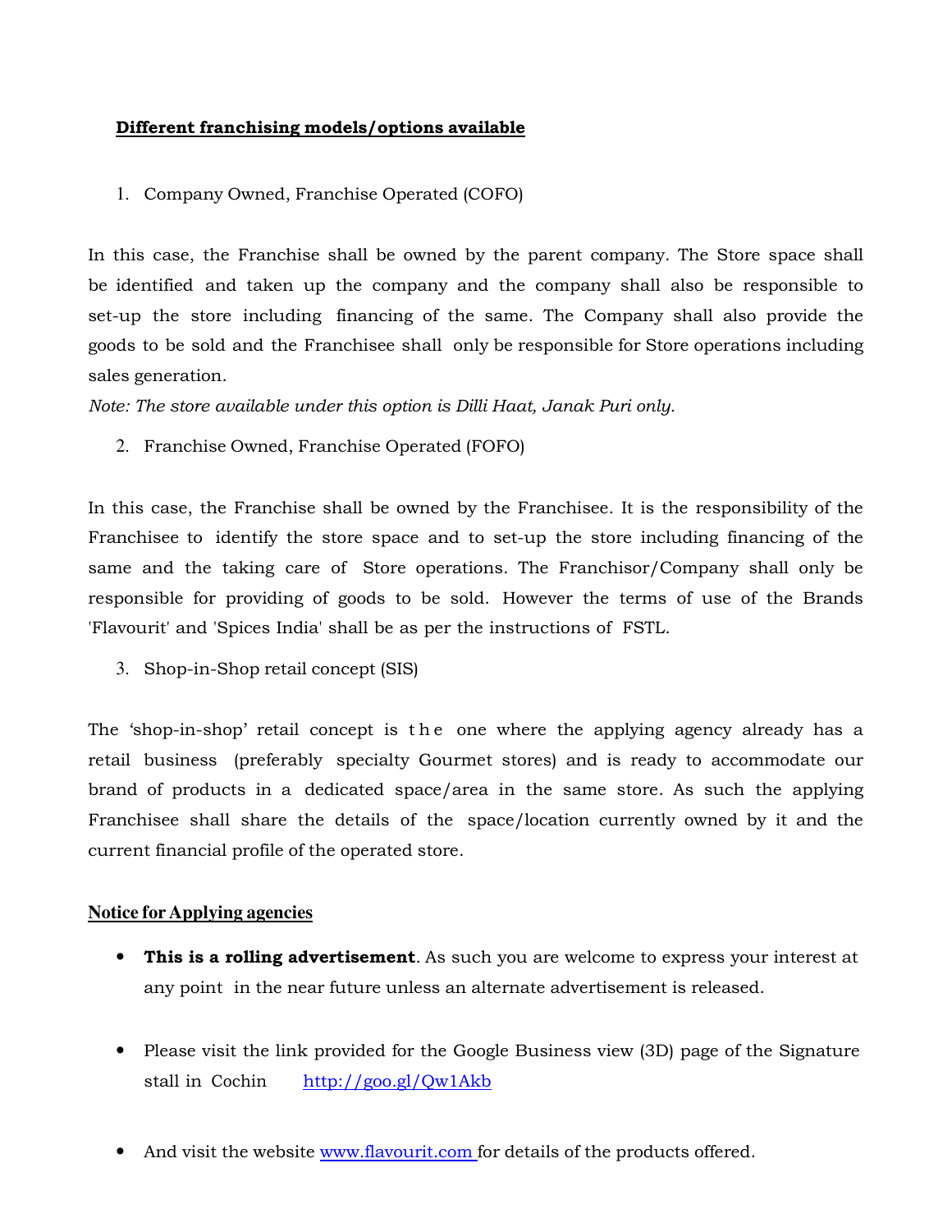## Different franchising models/options available

1. Company Owned, Franchise Operated (COFO)

In this case, the Franchise shall be owned by the parent company. The Store space shall be identified and taken up the company and the company shall also be responsible to set-up the store including financing of the same. The Company shall also provide the goods to be sold and the Franchisee shall only be responsible for Store operations including sales generation.

*Note: The store available under this option is Dilli Haat, Janak Puri only.*

2. Franchise Owned, Franchise Operated (FOFO)

In this case, the Franchise shall be owned by the Franchisee. It is the responsibility of the Franchisee to identify the store space and to set-up the store including financing of the same and the taking care of Store operations. The Franchisor/Company shall only be responsible for providing of goods to be sold. However the terms of use of the Brands 'Flavourit' and 'Spices India' shall be as per the instructions of FSTL.

3. Shop-in-Shop retail concept (SIS)

The 'shop-in-shop' retail concept is the one where the applying agency already has a retail business (preferably specialty Gourmet stores) and is ready to accommodate our brand of products in a dedicated space/area in the same store. As such the applying Franchisee shall share the details of the space/location currently owned by it and the current financial profile of the operated store.

## Notice for Applying agencies

- **This is a rolling advertisement**. As such you are welcome to express your interest at any point in the near future unless an alternate advertisement is released.

- Please visit the link provided for the Google Business view (3D) page of the Signature stall in Cochin [http://goo.gl/Qw1Akb](http://goo.gl/Qw1Akb)

- And visit the website [www.flavourit.com](www.flavourit.com) for details of the products offered.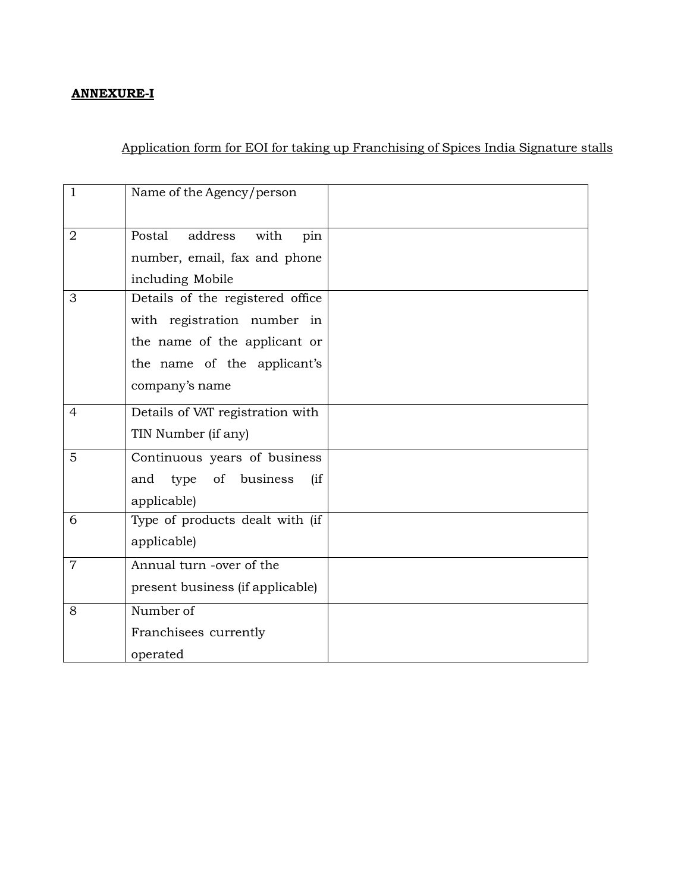**ANNEXURE-I**

Application form for EOI for taking up Franchising of Spices India Signature stalls

| | | |
|---|---|---|
| 1 | Name of the Agency/person | |
| 2 | Postal address with pin number, email, fax and phone including Mobile | |
| 3 | Details of the registered office with registration number in the name of the applicant or the name of the applicant's company's name | |
| 4 | Details of VAT registration with TIN Number (if any) | |
| 5 | Continuous years of business and type of business (if applicable) | |
| 6 | Type of products dealt with (if applicable) | |
| 7 | Annual turn -over of the present business (if applicable) | |
| 8 | Number of Franchisees currently operated | |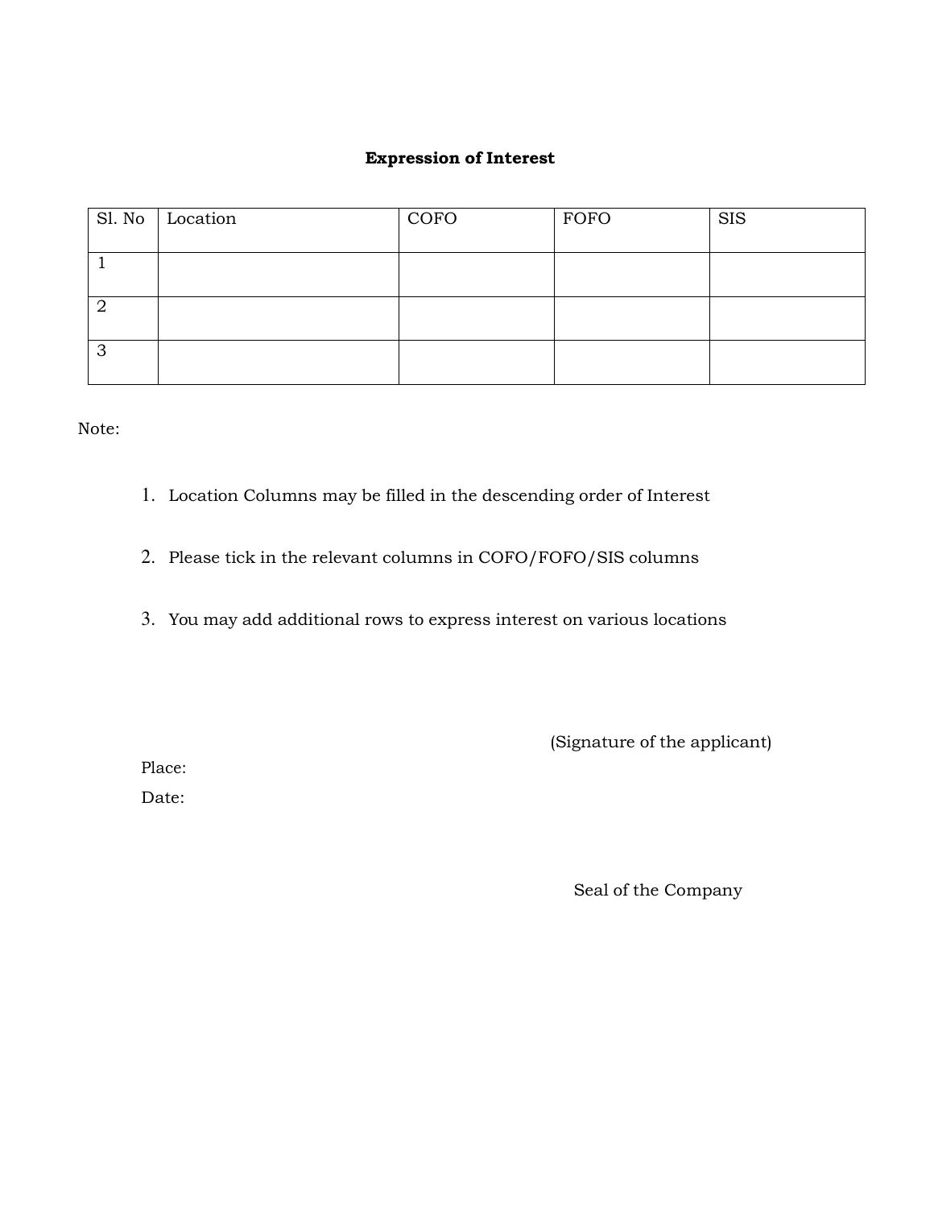**Expression of Interest**

| Sl. No | Location | COFO | FOFO | SIS |
|---|---|---|---|---|
| 1 | | | | |
| 2 | | | | |
| 3 | | | | |

Note:

1. Location Columns may be filled in the descending order of Interest
2. Please tick in the relevant columns in COFO/FOFO/SIS columns
3. You may add additional rows to express interest on various locations

(Signature of the applicant)

Place:

Date:

Seal of the Company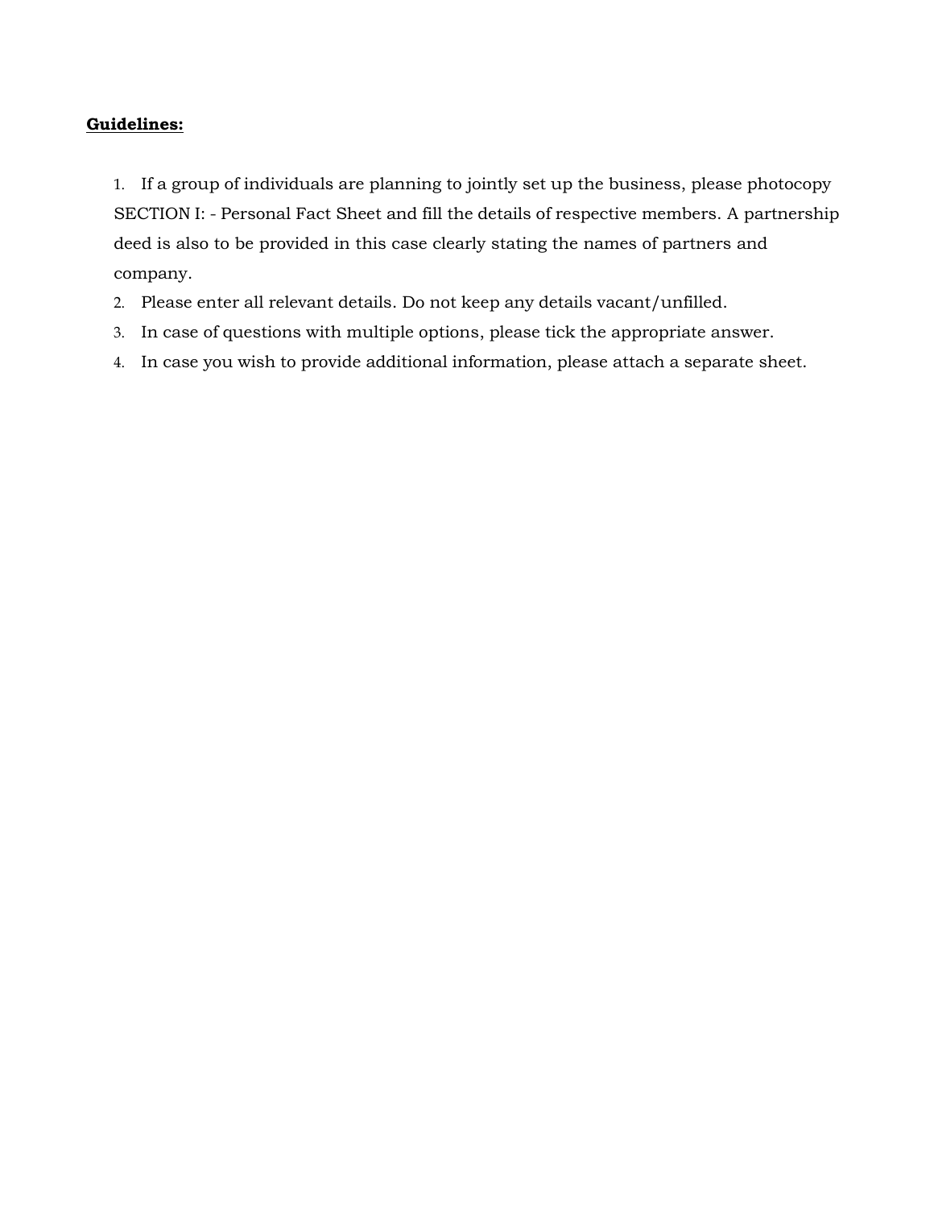**Guidelines:**

1. If a group of individuals are planning to jointly set up the business, please photocopy SECTION I: - Personal Fact Sheet and fill the details of respective members. A partnership deed is also to be provided in this case clearly stating the names of partners and company.
2. Please enter all relevant details. Do not keep any details vacant/unfilled.
3. In case of questions with multiple options, please tick the appropriate answer.
4. In case you wish to provide additional information, please attach a separate sheet.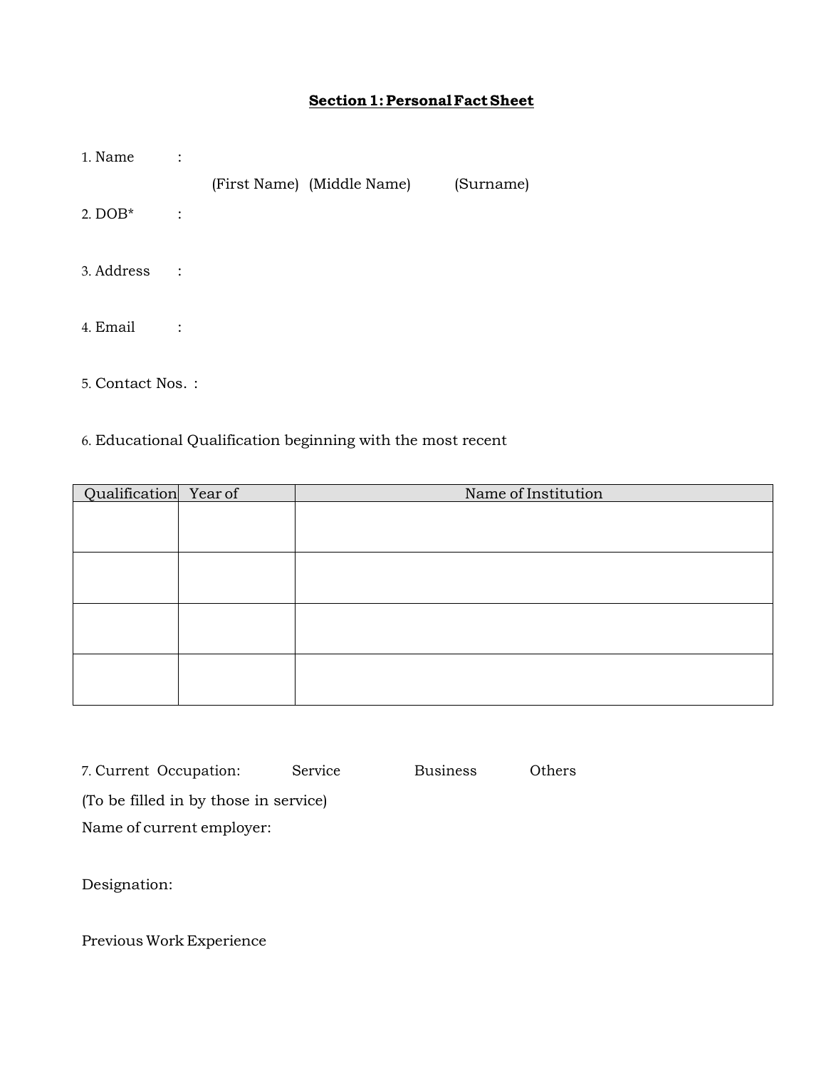## Section 1: Personal Fact Sheet

1. Name :

(First Name) (Middle Name) (Surname)

2. DOB* :

3. Address :

4. Email :

5. Contact Nos. :

6. Educational Qualification beginning with the most recent

| Qualification | Year of | Name of Institution |
|---|---|---|
| | | |
| | | |
| | | |
| | | |

7. Current Occupation: Service Business Others

(To be filled in by those in service)

Name of current employer:

Designation:

Previous Work Experience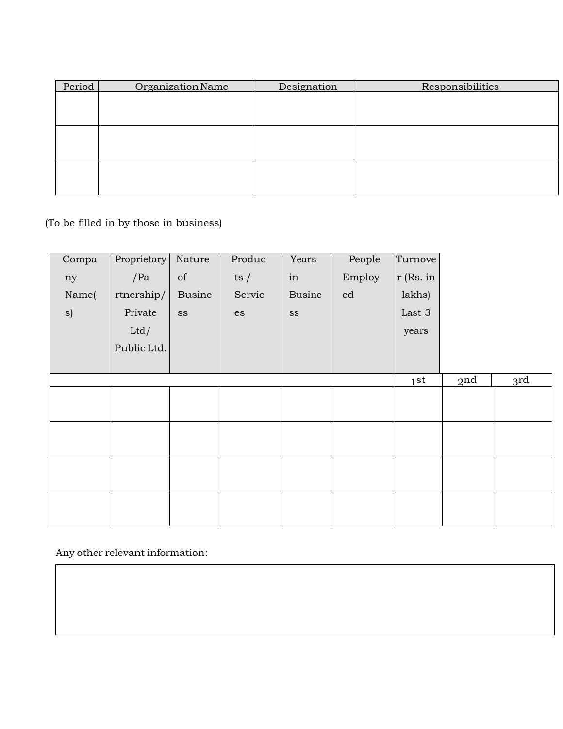| Period | Organization Name | Designation | Responsibilities |
|---|---|---|---|
| | | | |
| | | | |
| | | | |

(To be filled in by those in business)

| Company Name(s) | Proprietary /Partnership/ Private Ltd/ Public Ltd. | Nature of Business | Products / Services | Years in Business | People Employed | Turnover (Rs. in lakhs) Last 3 years | | |
|---|---|---|---|---|---|---|---|---|
| | | | | | | 1st | 2nd | 3rd |
| | | | | | | | | |
| | | | | | | | | |
| | | | | | | | | |
| | | | | | | | | |

Any other relevant information:

| |
|---|
| |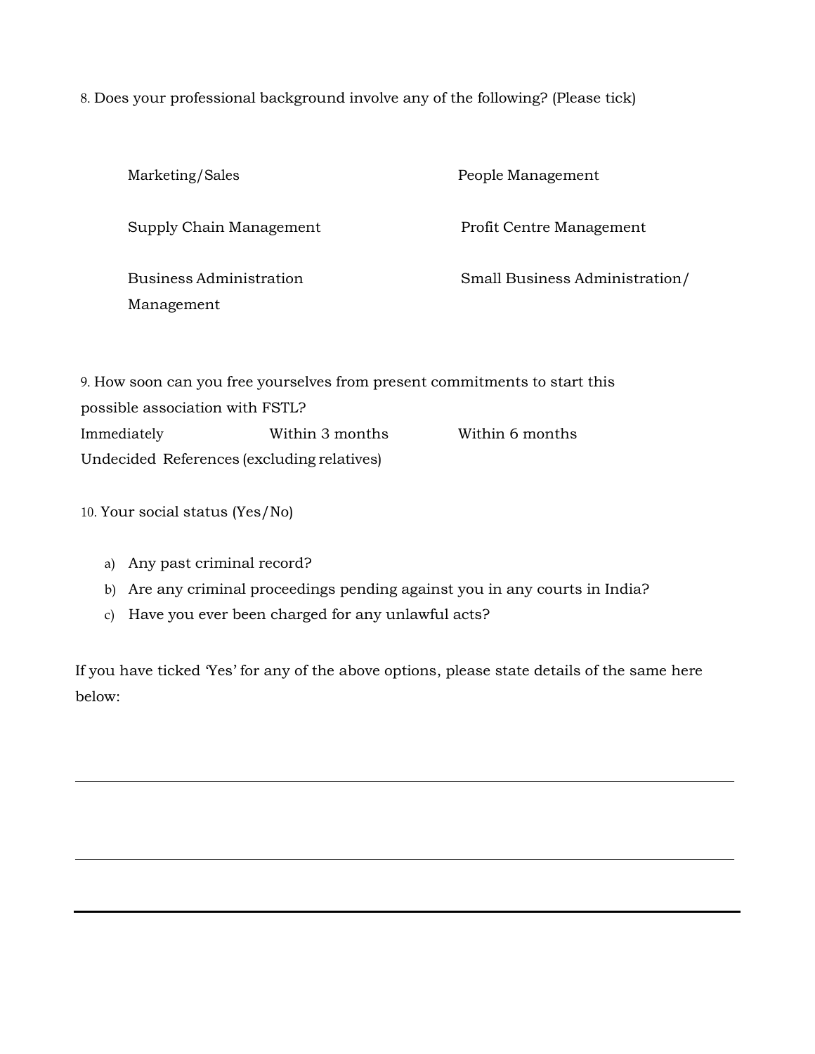8. Does your professional background involve any of the following? (Please tick)

| | |
|---|---|
| Marketing/Sales | People Management |
| Supply Chain Management | Profit Centre Management |
| Business Administration Management | Small Business Administration/ |

9. How soon can you free yourselves from present commitments to start this possible association with FSTL?

Immediately Within 3 months Within 6 months

Undecided References (excluding relatives)

10. Your social status (Yes/No)

a) Any past criminal record?
b) Are any criminal proceedings pending against you in any courts in India?
c) Have you ever been charged for any unlawful acts?

If you have ticked 'Yes' for any of the above options, please state details of the same here below:

---

---

---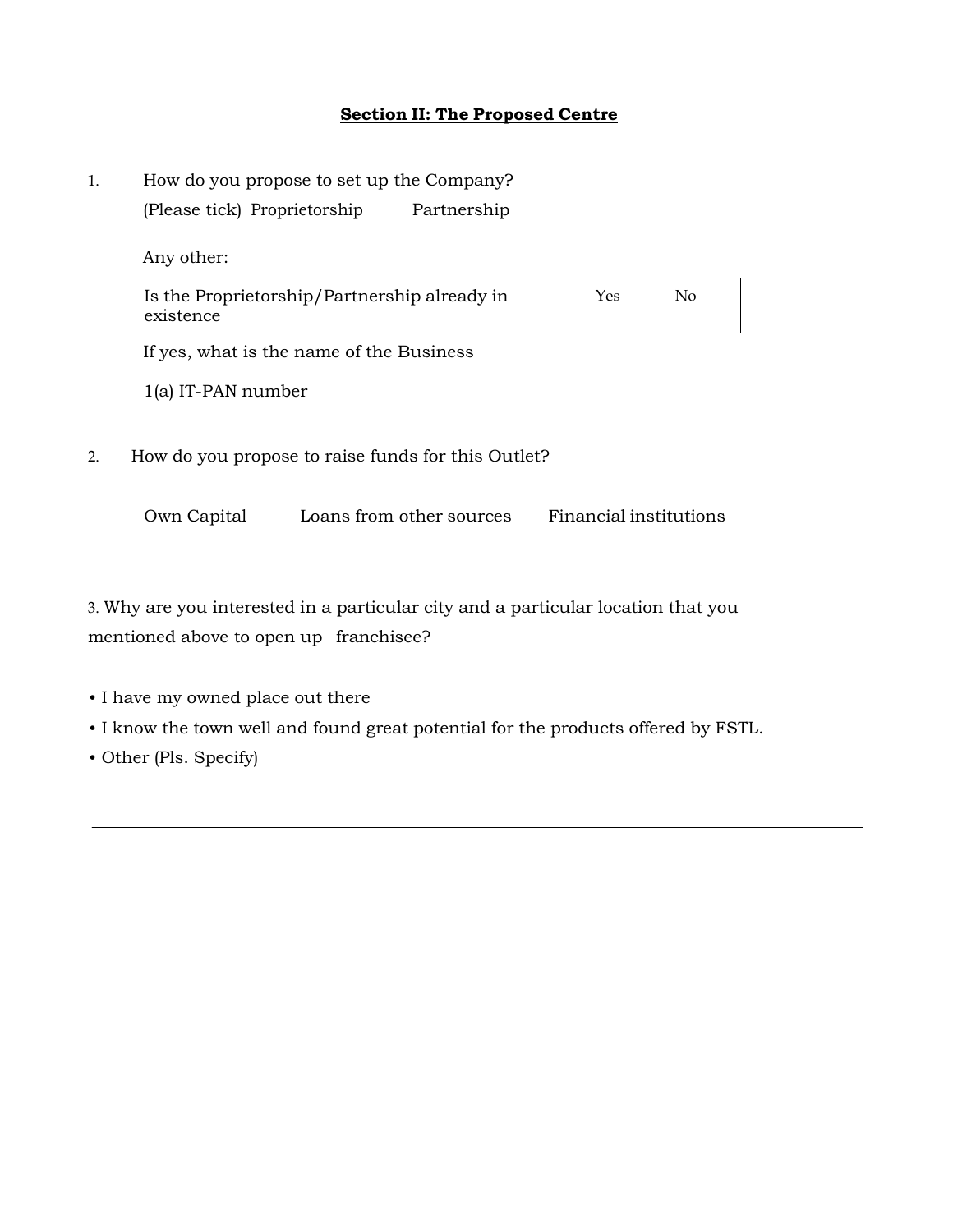## Section II: The Proposed Centre

1. How do you propose to set up the Company?

   (Please tick) Proprietorship Partnership

   Any other:

   Is the Proprietorship/Partnership already in existence Yes No

   If yes, what is the name of the Business

   1(a) IT-PAN number

2. How do you propose to raise funds for this Outlet?

   Own Capital Loans from other sources Financial institutions

3. Why are you interested in a particular city and a particular location that you mentioned above to open up franchisee?

- I have my owned place out there
- I know the town well and found great potential for the products offered by FSTL.
- Other (Pls. Specify)

---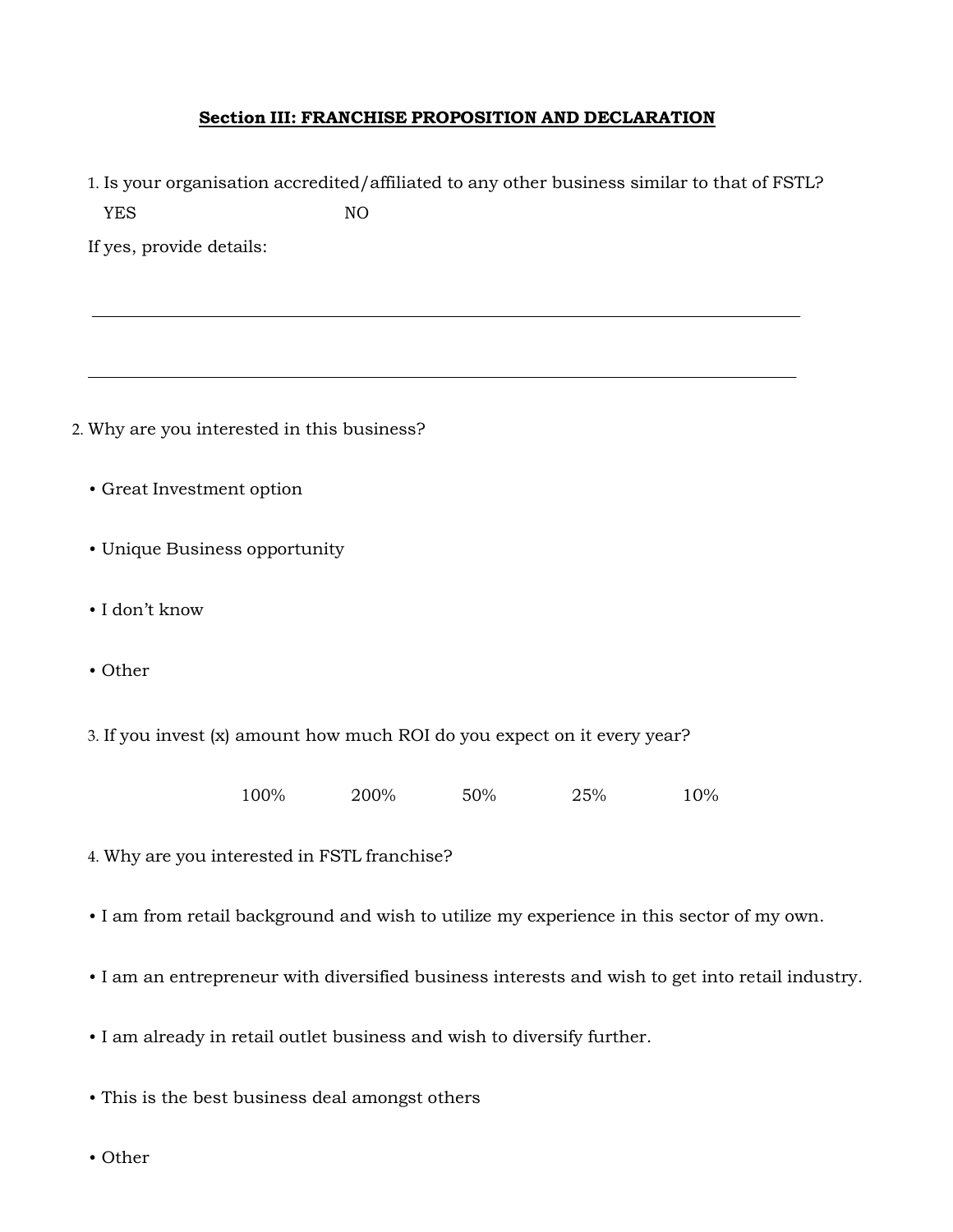## Section III: FRANCHISE PROPOSITION AND DECLARATION

1. Is your organisation accredited/affiliated to any other business similar to that of FSTL?

   YES NO

   If yes, provide details:

   ______________________________________________________________________________

   ______________________________________________________________________________

2. Why are you interested in this business?

   • Great Investment option

   • Unique Business opportunity

   • I don't know

   • Other

3. If you invest (x) amount how much ROI do you expect on it every year?

   100% 200% 50% 25% 10%

4. Why are you interested in FSTL franchise?

   • I am from retail background and wish to utilize my experience in this sector of my own.

   • I am an entrepreneur with diversified business interests and wish to get into retail industry.

   • I am already in retail outlet business and wish to diversify further.

   • This is the best business deal amongst others

   • Other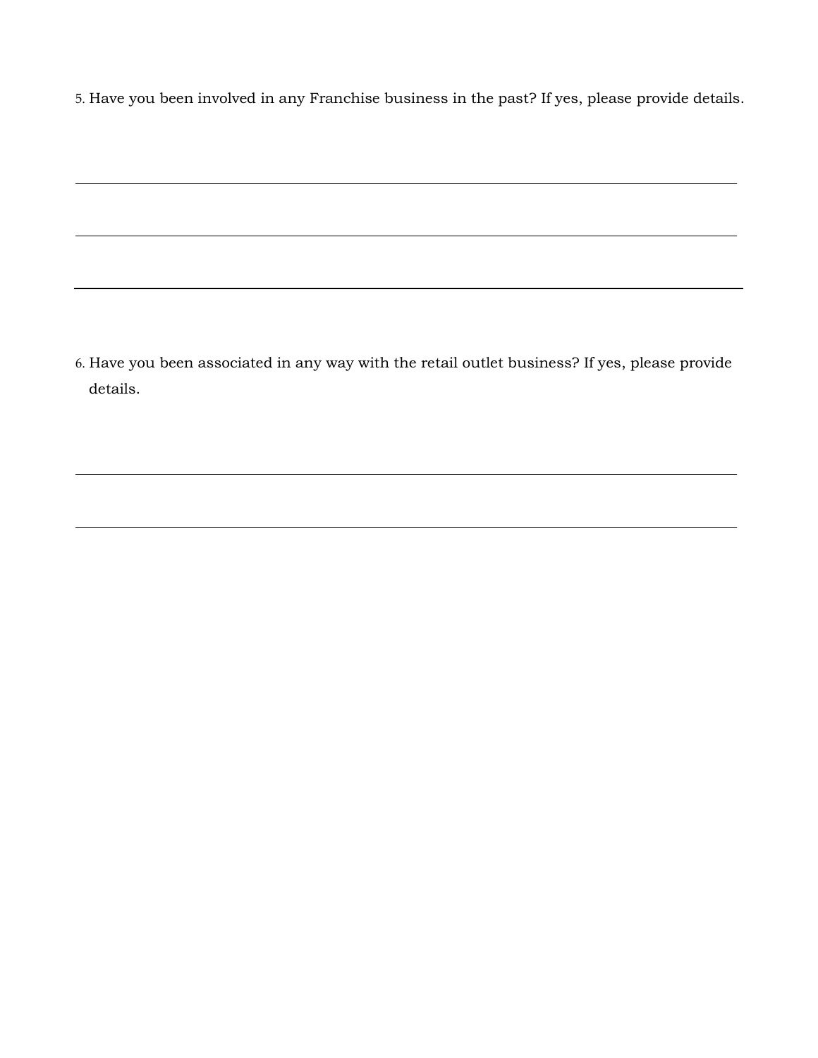5. Have you been involved in any Franchise business in the past? If yes, please provide details.

______________________________________________________________________________

______________________________________________________________________________

______________________________________________________________________________

6. Have you been associated in any way with the retail outlet business? If yes, please provide details.

______________________________________________________________________________

______________________________________________________________________________